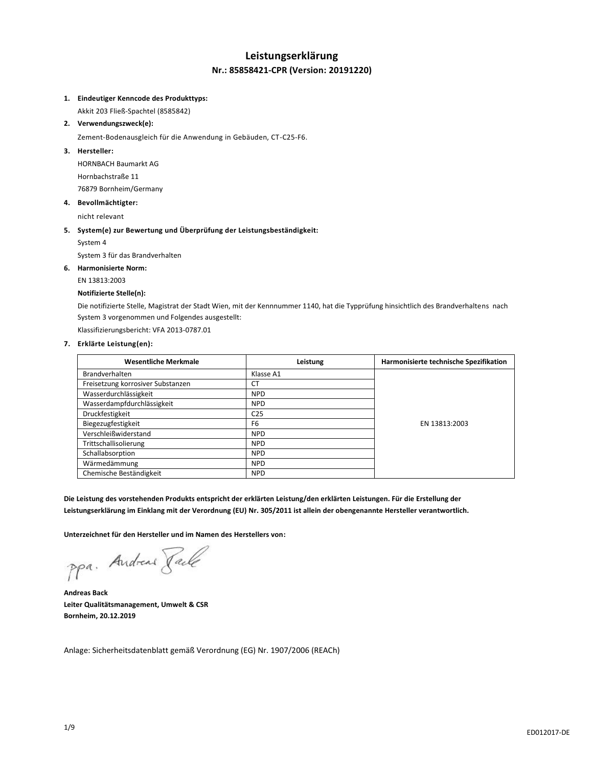# Leistungserklärung

## Nr.: 85858421-CPR (Version: 20191220)

1. **Eindeutiger Kenncode des Produkttyps:**

   Akkit 203 Fließ-Spachtel (8585842)

2. **Verwendungszweck(e):**

   Zement-Bodenausgleich für die Anwendung in Gebäuden, CT-C25-F6.

3. **Hersteller:**

   HORNBACH Baumarkt AG

   Hornbachstraße 11

   76879 Bornheim/Germany

4. **Bevollmächtigter:**

   nicht relevant

5. **System(e) zur Bewertung und Überprüfung der Leistungsbeständigkeit:**

   System 4

   System 3 für das Brandverhalten

6. **Harmonisierte Norm:**

   EN 13813:2003

   **Notifizierte Stelle(n):**

   Die notifizierte Stelle, Magistrat der Stadt Wien, mit der Kennnummer 1140, hat die Typprüfung hinsichtlich des Brandverhaltens nach System 3 vorgenommen und Folgendes ausgestellt:

   Klassifizierungsbericht: VFA 2013-0787.01

7. **Erklärte Leistung(en):**

| Wesentliche Merkmale | Leistung | Harmonisierte technische Spezifikation |
|---|---|---|
| Brandverhalten | Klasse A1 | EN 13813:2003 |
| Freisetzung korrosiver Substanzen | CT | |
| Wasserdurchlässigkeit | NPD | |
| Wasserdampfdurchlässigkeit | NPD | |
| Druckfestigkeit | C25 | |
| Biegezugfestigkeit | F6 | |
| Verschleißwiderstand | NPD | |
| Trittschallisolierung | NPD | |
| Schallabsorption | NPD | |
| Wärmedämmung | NPD | |
| Chemische Beständigkeit | NPD | |

**Die Leistung des vorstehenden Produkts entspricht der erklärten Leistung/den erklärten Leistungen. Für die Erstellung der Leistungserklärung im Einklang mit der Verordnung (EU) Nr. 305/2011 ist allein der obengenannte Hersteller verantwortlich.**

**Unterzeichnet für den Hersteller und im Namen des Herstellers von:**

ppa. Andreas Back

**Andreas Back**

**Leiter Qualitätsmanagement, Umwelt & CSR**

**Bornheim, 20.12.2019**

Anlage: Sicherheitsdatenblatt gemäß Verordnung (EG) Nr. 1907/2006 (REACh)

ED012017-DE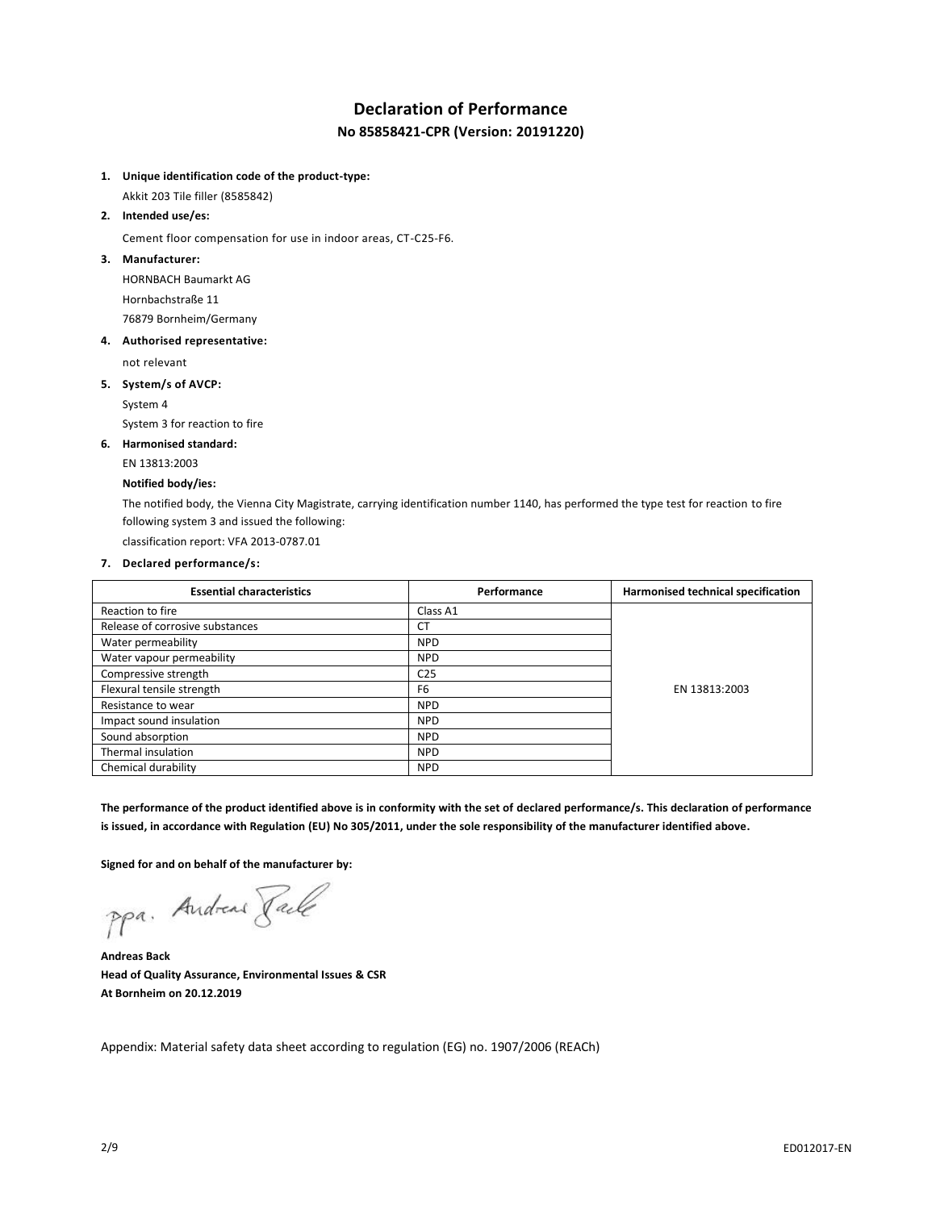# Declaration of Performance

## No 85858421-CPR (Version: 20191220)

1. **Unique identification code of the product-type:**

   Akkit 203 Tile filler (8585842)

2. **Intended use/es:**

   Cement floor compensation for use in indoor areas, CT-C25-F6.

3. **Manufacturer:**

   HORNBACH Baumarkt AG

   Hornbachstraße 11

   76879 Bornheim/Germany

4. **Authorised representative:**

   not relevant

5. **System/s of AVCP:**

   System 4

   System 3 for reaction to fire

6. **Harmonised standard:**

   EN 13813:2003

   **Notified body/ies:**

   The notified body, the Vienna City Magistrate, carrying identification number 1140, has performed the type test for reaction to fire following system 3 and issued the following:

   classification report: VFA 2013-0787.01

7. **Declared performance/s:**

| Essential characteristics | Performance | Harmonised technical specification |
|---|---|---|
| Reaction to fire | Class A1 | EN 13813:2003 |
| Release of corrosive substances | CT | |
| Water permeability | NPD | |
| Water vapour permeability | NPD | |
| Compressive strength | C25 | |
| Flexural tensile strength | F6 | |
| Resistance to wear | NPD | |
| Impact sound insulation | NPD | |
| Sound absorption | NPD | |
| Thermal insulation | NPD | |
| Chemical durability | NPD | |

**The performance of the product identified above is in conformity with the set of declared performance/s. This declaration of performance is issued, in accordance with Regulation (EU) No 305/2011, under the sole responsibility of the manufacturer identified above.**

**Signed for and on behalf of the manufacturer by:**

ppa. Andreas Back

**Andreas Back**
**Head of Quality Assurance, Environmental Issues & CSR**
**At Bornheim on 20.12.2019**

Appendix: Material safety data sheet according to regulation (EG) no. 1907/2006 (REACh)

ED012017-EN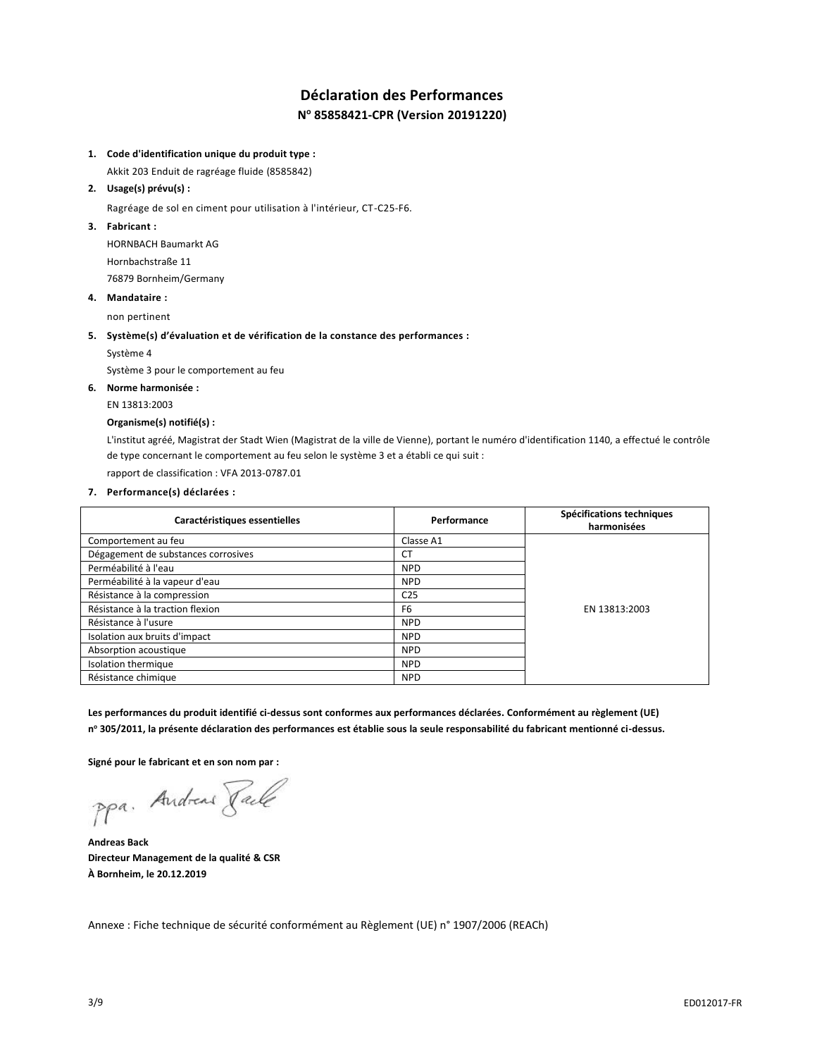# Déclaration des Performances

## N° 85858421-CPR (Version 20191220)

1. **Code d'identification unique du produit type :**

   Akkit 203 Enduit de ragréage fluide (8585842)

2. **Usage(s) prévu(s) :**

   Ragréage de sol en ciment pour utilisation à l'intérieur, CT-C25-F6.

3. **Fabricant :**

   HORNBACH Baumarkt AG

   Hornbachstraße 11

   76879 Bornheim/Germany

4. **Mandataire :**

   non pertinent

5. **Système(s) d'évaluation et de vérification de la constance des performances :**

   Système 4

   Système 3 pour le comportement au feu

6. **Norme harmonisée :**

   EN 13813:2003

   **Organisme(s) notifié(s) :**

   L'institut agréé, Magistrat der Stadt Wien (Magistrat de la ville de Vienne), portant le numéro d'identification 1140, a effectué le contrôle de type concernant le comportement au feu selon le système 3 et a établi ce qui suit :

   rapport de classification : VFA 2013-0787.01

7. **Performance(s) déclarées :**

| Caractéristiques essentielles | Performance | Spécifications techniques harmonisées |
|---|---|---|
| Comportement au feu | Classe A1 | EN 13813:2003 |
| Dégagement de substances corrosives | CT | |
| Perméabilité à l'eau | NPD | |
| Perméabilité à la vapeur d'eau | NPD | |
| Résistance à la compression | C25 | |
| Résistance à la traction flexion | F6 | |
| Résistance à l'usure | NPD | |
| Isolation aux bruits d'impact | NPD | |
| Absorption acoustique | NPD | |
| Isolation thermique | NPD | |
| Résistance chimique | NPD | |

**Les performances du produit identifié ci-dessus sont conformes aux performances déclarées. Conformément au règlement (UE) n° 305/2011, la présente déclaration des performances est établie sous la seule responsabilité du fabricant mentionné ci-dessus.**

**Signé pour le fabricant et en son nom par :**

ppa. Andreas Back

**Andreas Back**
**Directeur Management de la qualité & CSR**
**À Bornheim, le 20.12.2019**

Annexe : Fiche technique de sécurité conformément au Règlement (UE) n° 1907/2006 (REACh)

ED012017-FR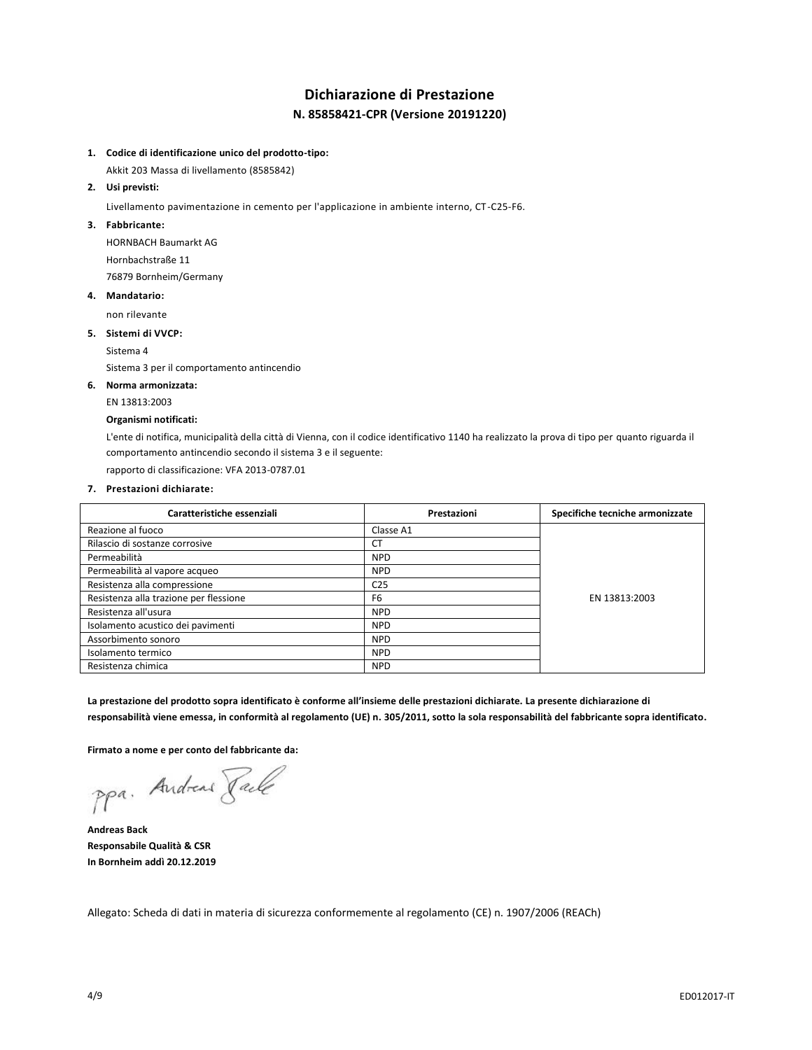# Dichiarazione di Prestazione

## N. 85858421-CPR (Versione 20191220)

1. **Codice di identificazione unico del prodotto-tipo:**

   Akkit 203 Massa di livellamento (8585842)

2. **Usi previsti:**

   Livellamento pavimentazione in cemento per l'applicazione in ambiente interno, CT-C25-F6.

3. **Fabbricante:**

   HORNBACH Baumarkt AG

   Hornbachstraße 11

   76879 Bornheim/Germany

4. **Mandatario:**

   non rilevante

5. **Sistemi di VVCP:**

   Sistema 4

   Sistema 3 per il comportamento antincendio

6. **Norma armonizzata:**

   EN 13813:2003

   **Organismi notificati:**

   L'ente di notifica, municipalità della città di Vienna, con il codice identificativo 1140 ha realizzato la prova di tipo per quanto riguarda il comportamento antincendio secondo il sistema 3 e il seguente:

   rapporto di classificazione: VFA 2013-0787.01

7. **Prestazioni dichiarate:**

| Caratteristiche essenziali | Prestazioni | Specifiche tecniche armonizzate |
|---|---|---|
| Reazione al fuoco | Classe A1 | EN 13813:2003 |
| Rilascio di sostanze corrosive | CT | |
| Permeabilità | NPD | |
| Permeabilità al vapore acqueo | NPD | |
| Resistenza alla compressione | C25 | |
| Resistenza alla trazione per flessione | F6 | |
| Resistenza all'usura | NPD | |
| Isolamento acustico dei pavimenti | NPD | |
| Assorbimento sonoro | NPD | |
| Isolamento termico | NPD | |
| Resistenza chimica | NPD | |

**La prestazione del prodotto sopra identificato è conforme all'insieme delle prestazioni dichiarate. La presente dichiarazione di responsabilità viene emessa, in conformità al regolamento (UE) n. 305/2011, sotto la sola responsabilità del fabbricante sopra identificato.**

**Firmato a nome e per conto del fabbricante da:**

ppa. Andreas Back

**Andreas Back**
**Responsabile Qualità & CSR**
**In Bornheim addì 20.12.2019**

Allegato: Scheda di dati in materia di sicurezza conformemente al regolamento (CE) n. 1907/2006 (REACh)

ED012017-IT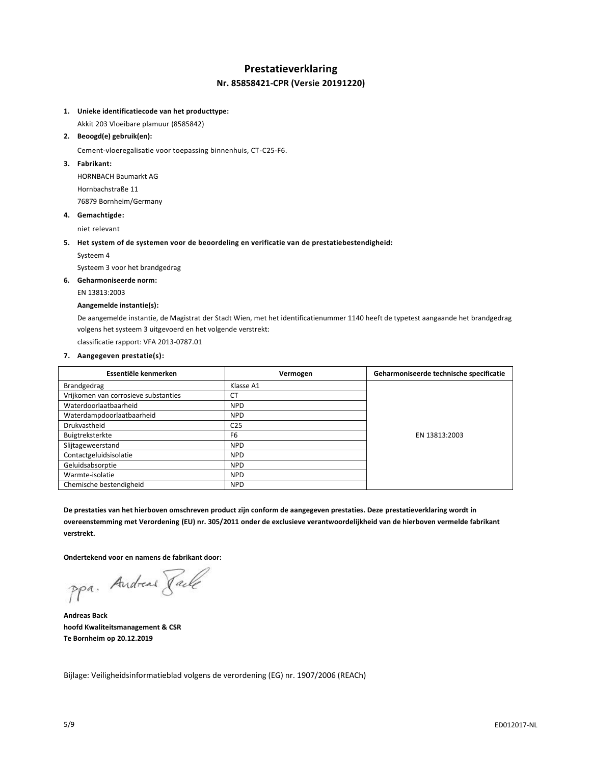# Prestatieverklaring

## Nr. 85858421-CPR (Versie 20191220)

1. **Unieke identificatiecode van het producttype:**

   Akkit 203 Vloeibare plamuur (8585842)

2. **Beoogd(e) gebruik(en):**

   Cement-vloeregalisatie voor toepassing binnenhuis, CT-C25-F6.

3. **Fabrikant:**

   HORNBACH Baumarkt AG

   Hornbachstraße 11

   76879 Bornheim/Germany

4. **Gemachtigde:**

   niet relevant

5. **Het system of de systemen voor de beoordeling en verificatie van de prestatiebestendigheid:**

   Systeem 4

   Systeem 3 voor het brandgedrag

6. **Geharmoniseerde norm:**

   EN 13813:2003

   **Aangemelde instantie(s):**

   De aangemelde instantie, de Magistrat der Stadt Wien, met het identificatienummer 1140 heeft de typetest aangaande het brandgedrag volgens het systeem 3 uitgevoerd en het volgende verstrekt:

   classificatie rapport: VFA 2013-0787.01

7. **Aangegeven prestatie(s):**

| Essentiële kenmerken | Vermogen | Geharmoniseerde technische specificatie |
|---|---|---|
| Brandgedrag | Klasse A1 | EN 13813:2003 |
| Vrijkomen van corrosieve substanties | CT | |
| Waterdoorlaatbaarheid | NPD | |
| Waterdampdoorlaatbaarheid | NPD | |
| Drukvastheid | C25 | |
| Buigtreksterkte | F6 | |
| Slijtageweerstand | NPD | |
| Contactgeluidsisolatie | NPD | |
| Geluidsabsorptie | NPD | |
| Warmte-isolatie | NPD | |
| Chemische bestendigheid | NPD | |

**De prestaties van het hierboven omschreven product zijn conform de aangegeven prestaties. Deze prestatieverklaring wordt in overeenstemming met Verordening (EU) nr. 305/2011 onder de exclusieve verantwoordelijkheid van de hierboven vermelde fabrikant verstrekt.**

**Ondertekend voor en namens de fabrikant door:**

ppa. Andreas Back

**Andreas Back**
**hoofd Kwaliteitsmanagement & CSR**
**Te Bornheim op 20.12.2019**

Bijlage: Veiligheidsinformatieblad volgens de verordening (EG) nr. 1907/2006 (REACh)

ED012017-NL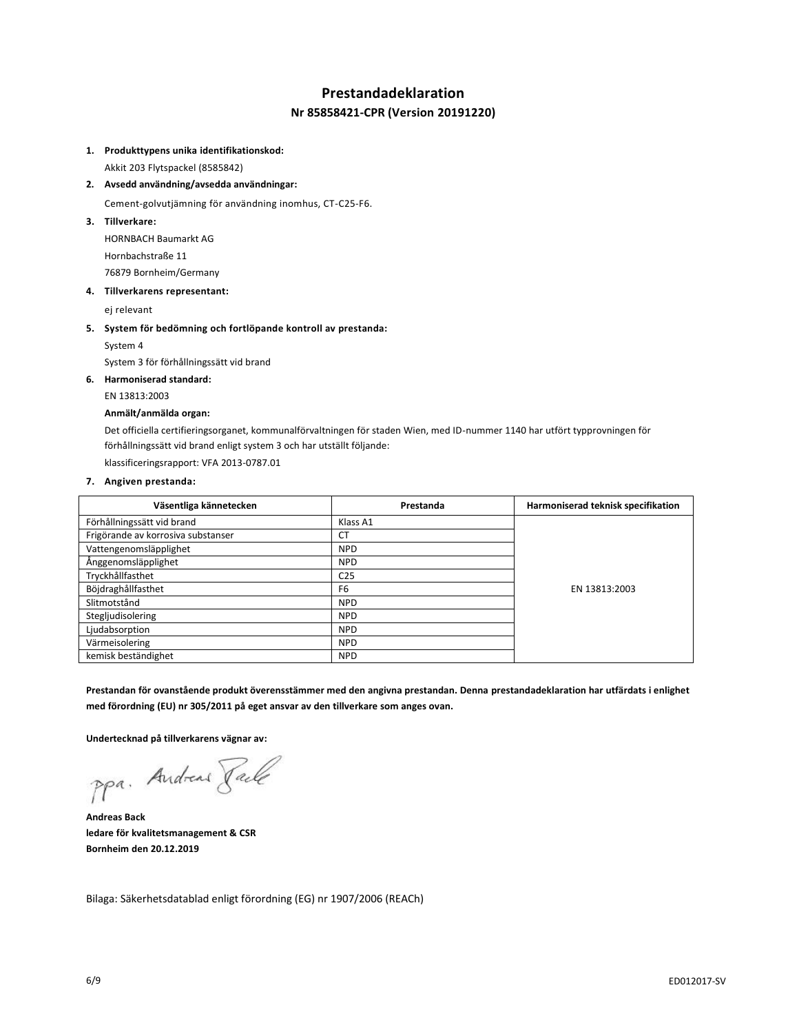# Prestandadeklaration

## Nr 85858421-CPR (Version 20191220)

1. **Produkttypens unika identifikationskod:**
   
   Akkit 203 Flytspackel (8585842)

2. **Avsedd användning/avsedda användningar:**
   
   Cement-golvutjämning för användning inomhus, CT-C25-F6.

3. **Tillverkare:**
   
   HORNBACH Baumarkt AG
   
   Hornbachstraße 11
   
   76879 Bornheim/Germany

4. **Tillverkarens representant:**
   
   ej relevant

5. **System för bedömning och fortlöpande kontroll av prestanda:**
   
   System 4
   
   System 3 för förhållningssätt vid brand

6. **Harmoniserad standard:**
   
   EN 13813:2003
   
   **Anmält/anmälda organ:**
   
   Det officiella certifieringsorganet, kommunalförvaltningen för staden Wien, med ID-nummer 1140 har utfört typprovningen för förhållningssätt vid brand enligt system 3 och har utställt följande:
   
   klassificeringsrapport: VFA 2013-0787.01

7. **Angiven prestanda:**

| Väsentliga kännetecken | Prestanda | Harmoniserad teknisk specifikation |
|---|---|---|
| Förhållningssätt vid brand | Klass A1 | EN 13813:2003 |
| Frigörande av korrosiva substanser | CT | |
| Vattengenomsläpplighet | NPD | |
| Ånggenomsläpplighet | NPD | |
| Tryckhållfasthet | C25 | |
| Böjdraghållfasthet | F6 | |
| Slitmotstånd | NPD | |
| Stegljudisolering | NPD | |
| Ljudabsorption | NPD | |
| Värmeisolering | NPD | |
| kemisk beständighet | NPD | |

**Prestandan för ovanstående produkt överensstämmer med den angivna prestandan. Denna prestandadeklaration har utfärdats i enlighet med förordning (EU) nr 305/2011 på eget ansvar av den tillverkare som anges ovan.**

**Undertecknad på tillverkarens vägnar av:**

ppa. Andreas Back

**Andreas Back**
**ledare för kvalitetsmanagement & CSR**
**Bornheim den 20.12.2019**

Bilaga: Säkerhetsdatablad enligt förordning (EG) nr 1907/2006 (REACh)

ED012017-SV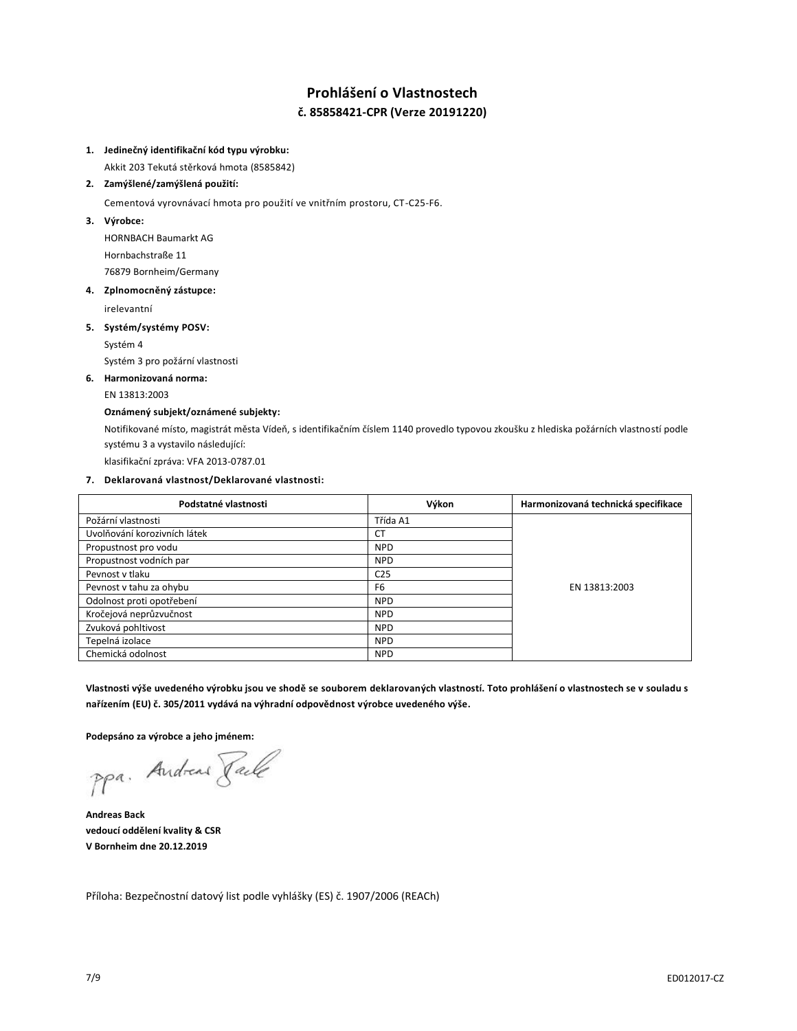# Prohlášení o Vlastnostech

## č. 85858421-CPR (Verze 20191220)

1. **Jedinečný identifikační kód typu výrobku:**

   Akkit 203 Tekutá stěrková hmota (8585842)

2. **Zamýšlené/zamýšlená použití:**

   Cementová vyrovnávací hmota pro použití ve vnitřním prostoru, CT-C25-F6.

3. **Výrobce:**

   HORNBACH Baumarkt AG

   Hornbachstraße 11

   76879 Bornheim/Germany

4. **Zplnomocněný zástupce:**

   irelevantní

5. **Systém/systémy POSV:**

   Systém 4

   Systém 3 pro požární vlastnosti

6. **Harmonizovaná norma:**

   EN 13813:2003

   **Oznámený subjekt/oznámené subjekty:**

   Notifikované místo, magistrát města Vídeň, s identifikačním číslem 1140 provedlo typovou zkoušku z hlediska požárních vlastností podle systému 3 a vystavilo následující:

   klasifikační zpráva: VFA 2013-0787.01

7. **Deklarovaná vlastnost/Deklarované vlastnosti:**

| Podstatné vlastnosti | Výkon | Harmonizovaná technická specifikace |
|---|---|---|
| Požární vlastnosti | Třída A1 | EN 13813:2003 |
| Uvolňování korozivních látek | CT | |
| Propustnost pro vodu | NPD | |
| Propustnost vodních par | NPD | |
| Pevnost v tlaku | C25 | |
| Pevnost v tahu za ohybu | F6 | |
| Odolnost proti opotřebení | NPD | |
| Kročejová neprůzvučnost | NPD | |
| Zvuková pohltivost | NPD | |
| Tepelná izolace | NPD | |
| Chemická odolnost | NPD | |

**Vlastnosti výše uvedeného výrobku jsou ve shodě se souborem deklarovaných vlastností. Toto prohlášení o vlastnostech se v souladu s nařízením (EU) č. 305/2011 vydává na výhradní odpovědnost výrobce uvedeného výše.**

**Podepsáno za výrobce a jeho jménem:**

ppa. Andreas Back

**Andreas Back**
**vedoucí oddělení kvality & CSR**
**V Bornheim dne 20.12.2019**

Příloha: Bezpečnostní datový list podle vyhlášky (ES) č. 1907/2006 (REACh)

ED012017-CZ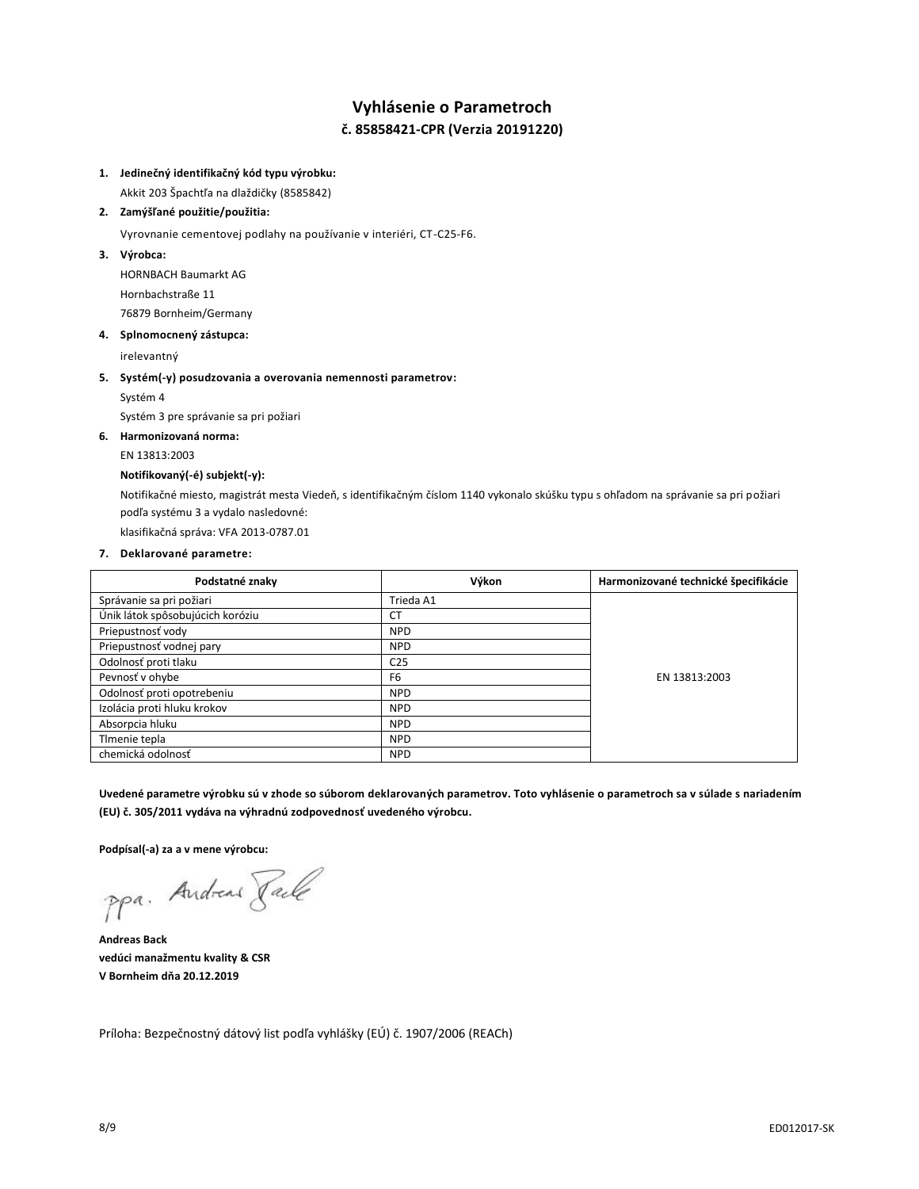# Vyhlásenie o Parametroch

## č. 85858421-CPR (Verzia 20191220)

1. **Jedinečný identifikačný kód typu výrobku:**

   Akkit 203 Špachtľa na dlaždičky (8585842)

2. **Zamýšľané použitie/použitia:**

   Vyrovnanie cementovej podlahy na používanie v interiéri, CT-C25-F6.

3. **Výrobca:**

   HORNBACH Baumarkt AG

   Hornbachstraße 11

   76879 Bornheim/Germany

4. **Splnomocnený zástupca:**

   irelevantný

5. **Systém(-y) posudzovania a overovania nemennosti parametrov:**

   Systém 4

   Systém 3 pre správanie sa pri požiari

6. **Harmonizovaná norma:**

   EN 13813:2003

   **Notifikovaný(-é) subjekt(-y):**

   Notifikačné miesto, magistrát mesta Viedeň, s identifikačným číslom 1140 vykonalo skúšku typu s ohľadom na správanie sa pri požiari podľa systému 3 a vydalo nasledovné:

   klasifikačná správa: VFA 2013-0787.01

7. **Deklarované parametre:**

| Podstatné znaky | Výkon | Harmonizované technické špecifikácie |
|---|---|---|
| Správanie sa pri požiari | Trieda A1 | EN 13813:2003 |
| Únik látok spôsobujúcich koróziu | CT | |
| Priepustnosť vody | NPD | |
| Priepustnosť vodnej pary | NPD | |
| Odolnosť proti tlaku | C25 | |
| Pevnosť v ohybe | F6 | |
| Odolnosť proti opotrebeniu | NPD | |
| Izolácia proti hluku krokov | NPD | |
| Absorpcia hluku | NPD | |
| Tlmenie tepla | NPD | |
| chemická odolnosť | NPD | |

**Uvedené parametre výrobku sú v zhode so súborom deklarovaných parametrov. Toto vyhlásenie o parametroch sa v súlade s nariadením (EU) č. 305/2011 vydáva na výhradnú zodpovednosť uvedeného výrobcu.**

**Podpísal(-a) za a v mene výrobcu:**

ppa. Andreas Back

**Andreas Back**

**vedúci manažmentu kvality & CSR**

**V Bornheim dňa 20.12.2019**

Príloha: Bezpečnostný dátový list podľa vyhlášky (EÚ) č. 1907/2006 (REACh)

ED012017-SK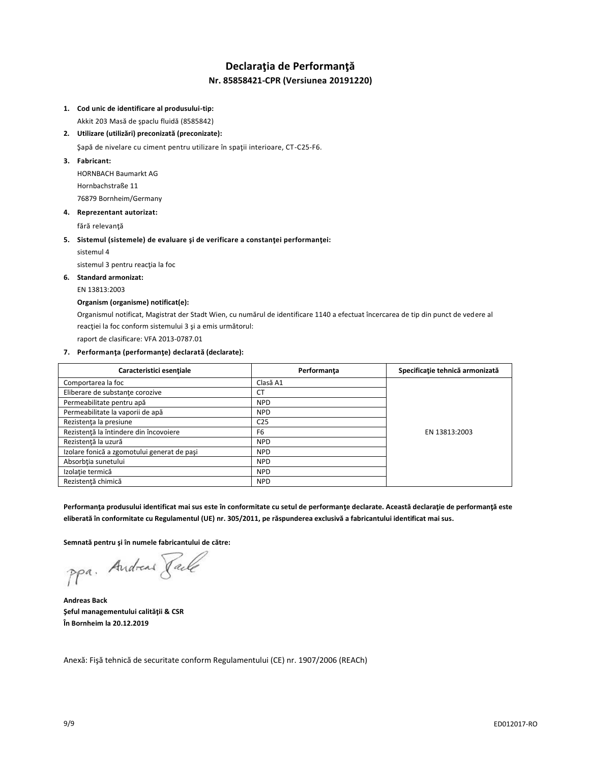# Declaraţia de Performanţă

## Nr. 85858421-CPR (Versiunea 20191220)

1. **Cod unic de identificare al produsului-tip:**

   Akkit 203 Masă de şpaclu fluidă (8585842)

2. **Utilizare (utilizări) preconizată (preconizate):**

   Şapă de nivelare cu ciment pentru utilizare în spaţii interioare, CT-C25-F6.

3. **Fabricant:**

   HORNBACH Baumarkt AG

   Hornbachstraße 11

   76879 Bornheim/Germany

4. **Reprezentant autorizat:**

   fără relevanţă

5. **Sistemul (sistemele) de evaluare şi de verificare a constanţei performanţei:**

   sistemul 4

   sistemul 3 pentru reacţia la foc

6. **Standard armonizat:**

   EN 13813:2003

   **Organism (organisme) notificat(e):**

   Organismul notificat, Magistrat der Stadt Wien, cu numărul de identificare 1140 a efectuat încercarea de tip din punct de vedere al reacţiei la foc conform sistemului 3 şi a emis următorul:

   raport de clasificare: VFA 2013-0787.01

7. **Performanţa (performanţe) declarată (declarate):**

| Caracteristici esenţiale | Performanţa | Specificaţie tehnică armonizată |
|---|---|---|
| Comportarea la foc | Clasă A1 | EN 13813:2003 |
| Eliberare de substanţe corozive | CT | |
| Permeabilitate pentru apă | NPD | |
| Permeabilitate la vaporii de apă | NPD | |
| Rezistenţa la presiune | C25 | |
| Rezistenţă la întindere din încovoiere | F6 | |
| Rezistenţă la uzură | NPD | |
| Izolare fonică a zgomotului generat de paşi | NPD | |
| Absorbţia sunetului | NPD | |
| Izolaţie termică | NPD | |
| Rezistenţă chimică | NPD | |

**Performanţa produsului identificat mai sus este în conformitate cu setul de performanţe declarate. Această declaraţie de performanţă este eliberată în conformitate cu Regulamentul (UE) nr. 305/2011, pe răspunderea exclusivă a fabricantului identificat mai sus.**

**Semnată pentru şi în numele fabricantului de către:**

ppa. Andreas Back

**Andreas Back**
**Şeful managementului calităţii & CSR**
**În Bornheim la 20.12.2019**

Anexă: Fişă tehnică de securitate conform Regulamentului (CE) nr. 1907/2006 (REACh)

ED012017-RO